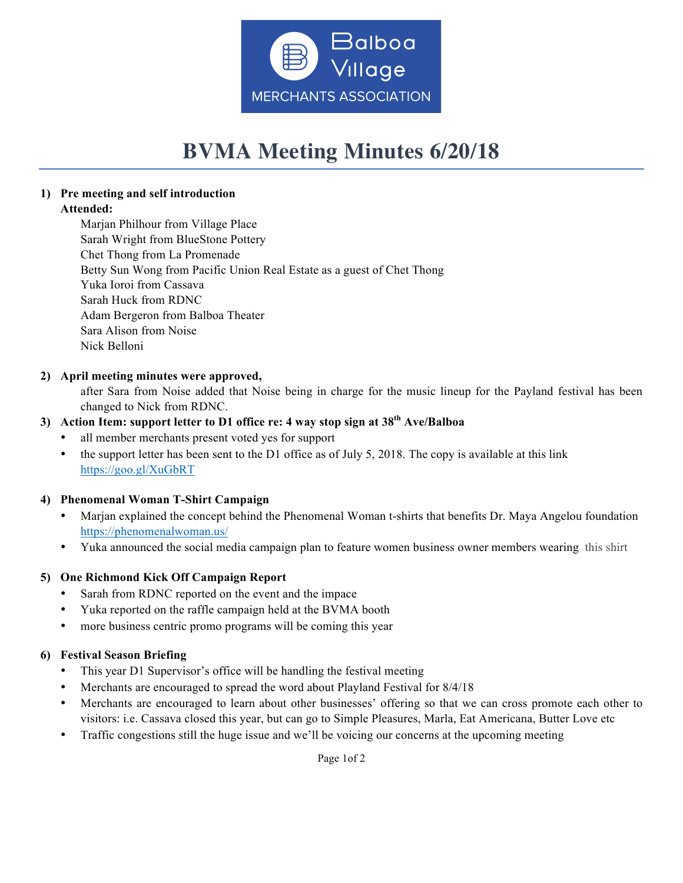Balboa Village MERCHANTS ASSOCIATION

# BVMA Meeting Minutes 6/20/18

1) **Pre meeting and self introduction**
   **Attended:**
   Marjan Philhour from Village Place
   Sarah Wright from BlueStone Pottery
   Chet Thong from La Promenade
   Betty Sun Wong from Pacific Union Real Estate as a guest of Chet Thong
   Yuka Ioroi from Cassava
   Sarah Huck from RDNC
   Adam Bergeron from Balboa Theater
   Sara Alison from Noise
   Nick Belloni

2) **April meeting minutes were approved,**
   after Sara from Noise added that Noise being in charge for the music lineup for the Payland festival has been changed to Nick from RDNC.

3) **Action Item: support letter to D1 office re: 4 way stop sign at 38th Ave/Balboa**
   - all member merchants present voted yes for support
   - the support letter has been sent to the D1 office as of July 5, 2018. The copy is available at this link https://goo.gl/XuGbRT

4) **Phenomenal Woman T-Shirt Campaign**
   - Marjan explained the concept behind the Phenomenal Woman t-shirts that benefits Dr. Maya Angelou foundation https://phenomenalwoman.us/
   - Yuka announced the social media campaign plan to feature women business owner members wearing this shirt

5) **One Richmond Kick Off Campaign Report**
   - Sarah from RDNC reported on the event and the impace
   - Yuka reported on the raffle campaign held at the BVMA booth
   - more business centric promo programs will be coming this year

6) **Festival Season Briefing**
   - This year D1 Supervisor's office will be handling the festival meeting
   - Merchants are encouraged to spread the word about Playland Festival for 8/4/18
   - Merchants are encouraged to learn about other businesses' offering so that we can cross promote each other to visitors: i.e. Cassava closed this year, but can go to Simple Pleasures, Marla, Eat Americana, Butter Love etc
   - Traffic congestions still the huge issue and we'll be voicing our concerns at the upcoming meeting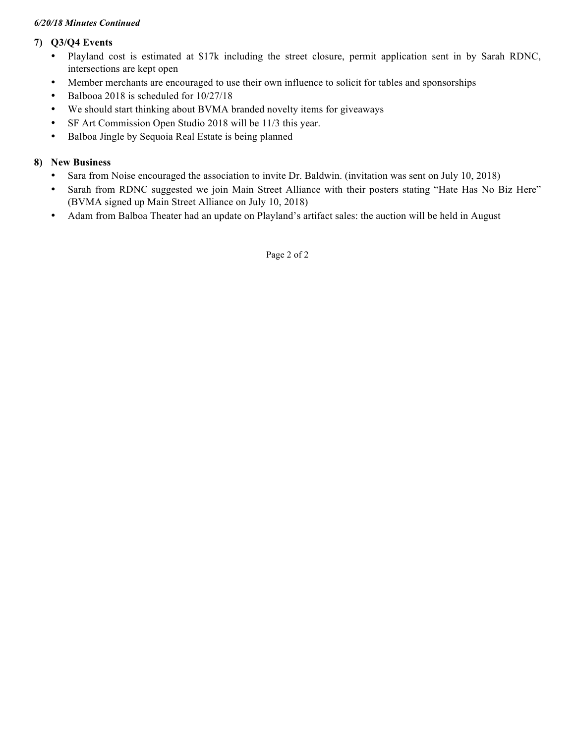*6/20/18 Minutes Continued*

**7) Q3/Q4 Events**

- Playland cost is estimated at $17k including the street closure, permit application sent in by Sarah RDNC, intersections are kept open
- Member merchants are encouraged to use their own influence to solicit for tables and sponsorships
- Balbooa 2018 is scheduled for 10/27/18
- We should start thinking about BVMA branded novelty items for giveaways
- SF Art Commission Open Studio 2018 will be 11/3 this year.
- Balboa Jingle by Sequoia Real Estate is being planned

**8) New Business**

- Sara from Noise encouraged the association to invite Dr. Baldwin. (invitation was sent on July 10, 2018)
- Sarah from RDNC suggested we join Main Street Alliance with their posters stating "Hate Has No Biz Here" (BVMA signed up Main Street Alliance on July 10, 2018)
- Adam from Balboa Theater had an update on Playland's artifact sales: the auction will be held in August